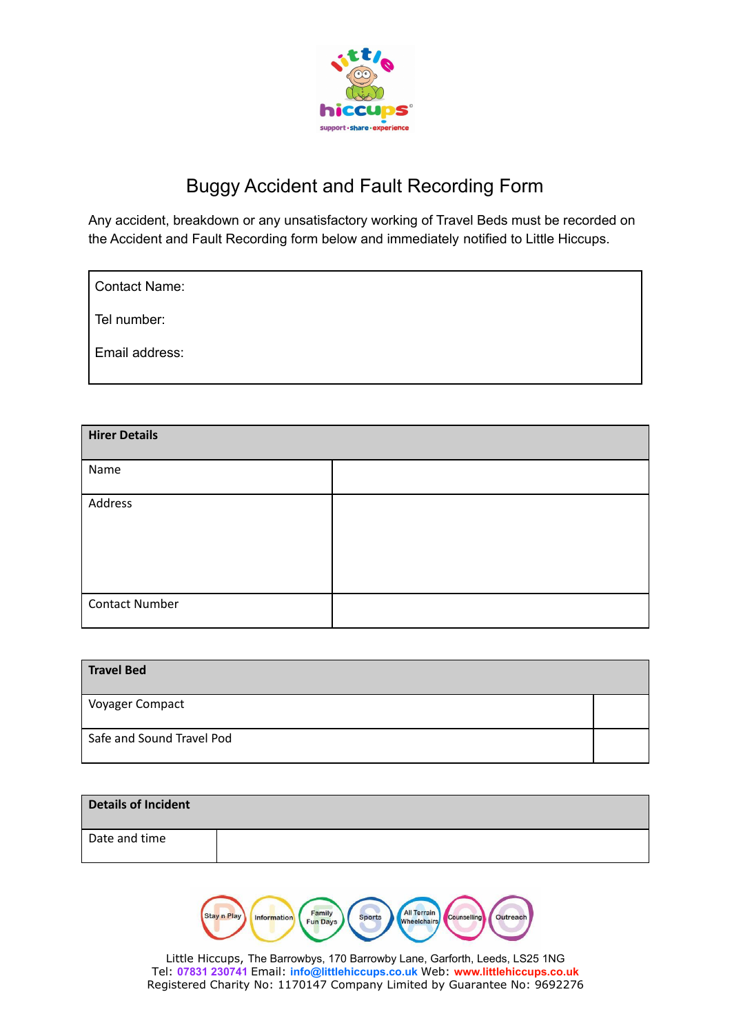# Buggy Accident and Fault Recording Form

Any accident, breakdown or any unsatisfactory working of Travel Beds must be recorded on the Accident and Fault Recording form below and immediately notified to Little Hiccups.

Contact Name:

Tel number:

Email address:

| Hirer Details | |
|---|---|
| Name | |
| Address | |
| Contact Number | |

| Travel Bed | |
|---|---|
| Voyager Compact | |
| Safe and Sound Travel Pod | |

| Details of Incident | |
|---|---|
| Date and time | |

Stay n Play · Information · Family Fun Days · Sports · All Terrain Wheelchairs · Counselling · Outreach

Little Hiccups, The Barrowbys, 170 Barrowby Lane, Garforth, Leeds, LS25 1NG
Tel: 07831 230741 Email: info@littlehiccups.co.uk Web: www.littlehiccups.co.uk
Registered Charity No: 1170147 Company Limited by Guarantee No: 9692276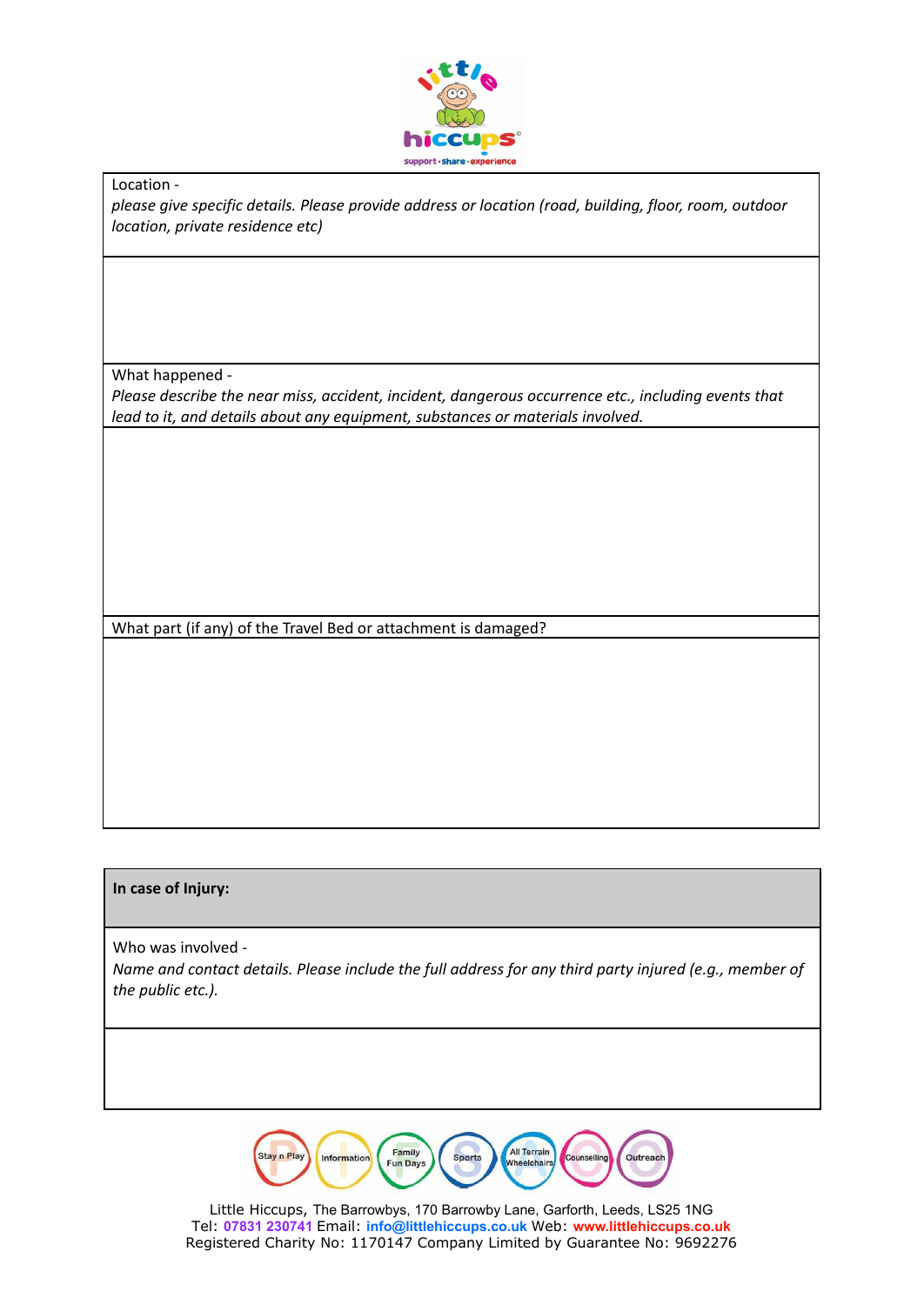| Location - *please give specific details. Please provide address or location (road, building, floor, room, outdoor location, private residence etc)* |
|---|
| |
| What happened - *Please describe the near miss, accident, incident, dangerous occurrence etc., including events that lead to it, and details about any equipment, substances or materials involved.* |
| |
| What part (if any) of the Travel Bed or attachment is damaged? |
| |

| **In case of Injury:** |
|---|
| Who was involved - *Name and contact details. Please include the full address for any third party injured (e.g., member of the public etc.).* |
| |

Little Hiccups, The Barrowbys, 170 Barrowby Lane, Garforth, Leeds, LS25 1NG
Tel: 07831 230741 Email: info@littlehiccups.co.uk Web: www.littlehiccups.co.uk
Registered Charity No: 1170147 Company Limited by Guarantee No: 9692276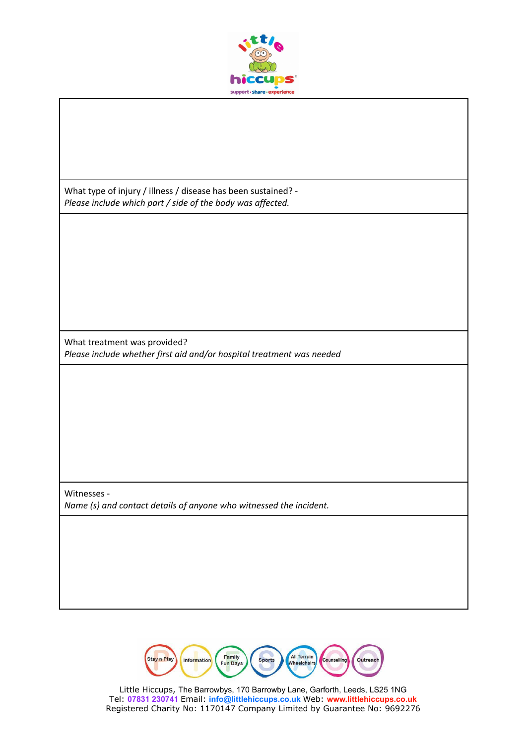What type of injury / illness / disease has been sustained? -
*Please include which part / side of the body was affected.*

What treatment was provided?
*Please include whether first aid and/or hospital treatment was needed*

Witnesses -
*Name (s) and contact details of anyone who witnessed the incident.*

Stay n Play | Information | Family Fun Days | Sports | All Terrain Wheelchairs | Counselling | Outreach

Little Hiccups, The Barrowbys, 170 Barrowby Lane, Garforth, Leeds, LS25 1NG
Tel: 07831 230741 Email: info@littlehiccups.co.uk Web: www.littlehiccups.co.uk
Registered Charity No: 1170147 Company Limited by Guarantee No: 9692276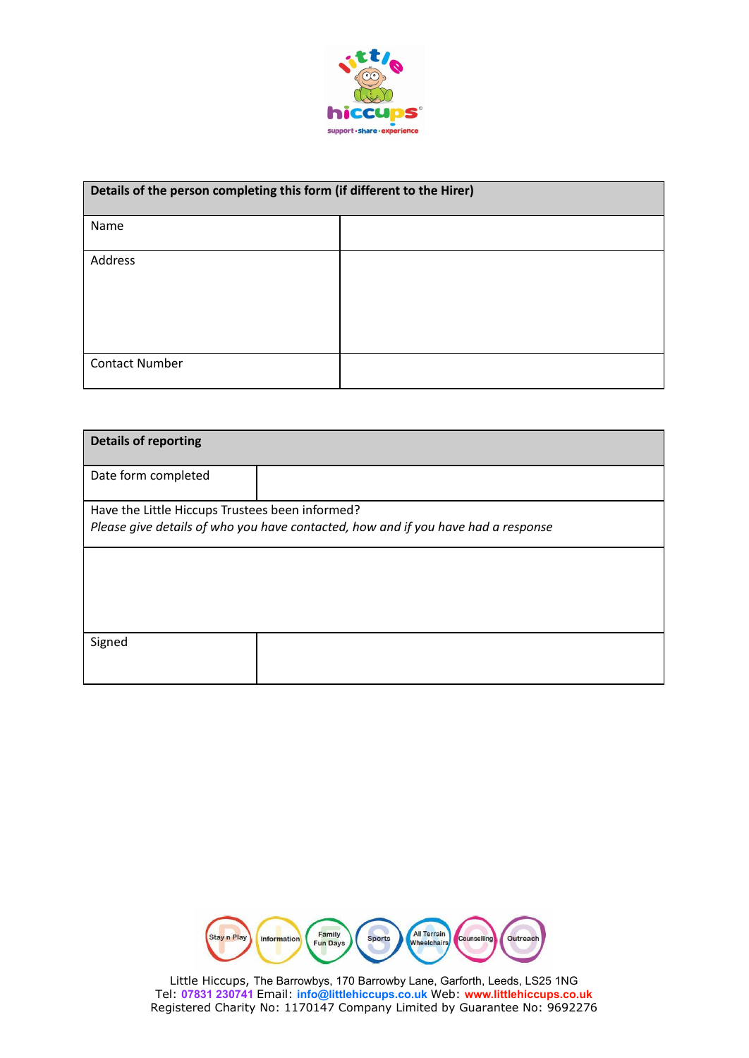| Details of the person completing this form (if different to the Hirer) | |
|---|---|
| Name | |
| Address | |
| Contact Number | |

| Details of reporting | |
|---|---|
| Date form completed | |
| Have the Little Hiccups Trustees been informed?<br>*Please give details of who you have contacted, how and if you have had a response* | |
| | |
| Signed | |

Stay n Play | Information | Family Fun Days | Sports | All Terrain Wheelchairs | Counselling | Outreach

Little Hiccups, The Barrowbys, 170 Barrowby Lane, Garforth, Leeds, LS25 1NG
Tel: 07831 230741 Email: info@littlehiccups.co.uk Web: www.littlehiccups.co.uk
Registered Charity No: 1170147 Company Limited by Guarantee No: 9692276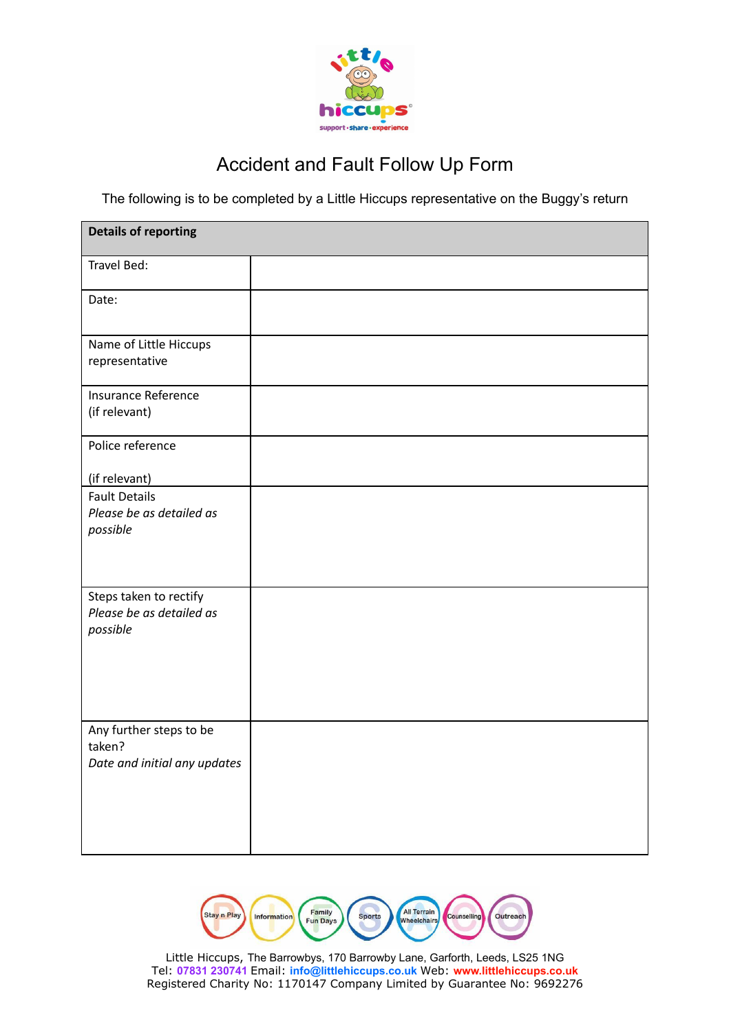# Accident and Fault Follow Up Form

The following is to be completed by a Little Hiccups representative on the Buggy's return

| **Details of reporting** | |
|---|---|
| Travel Bed: | |
| Date: | |
| Name of Little Hiccups representative | |
| Insurance Reference (if relevant) | |
| Police reference (if relevant) | |
| Fault Details *Please be as detailed as possible* | |
| Steps taken to rectify *Please be as detailed as possible* | |
| Any further steps to be taken? *Date and initial any updates* | |

Stay n Play · Information · Family Fun Days · Sports · All Terrain Wheelchairs · Counselling · Outreach

Little Hiccups, The Barrowbys, 170 Barrowby Lane, Garforth, Leeds, LS25 1NG
Tel: 07831 230741 Email: info@littlehiccups.co.uk Web: www.littlehiccups.co.uk
Registered Charity No: 1170147 Company Limited by Guarantee No: 9692276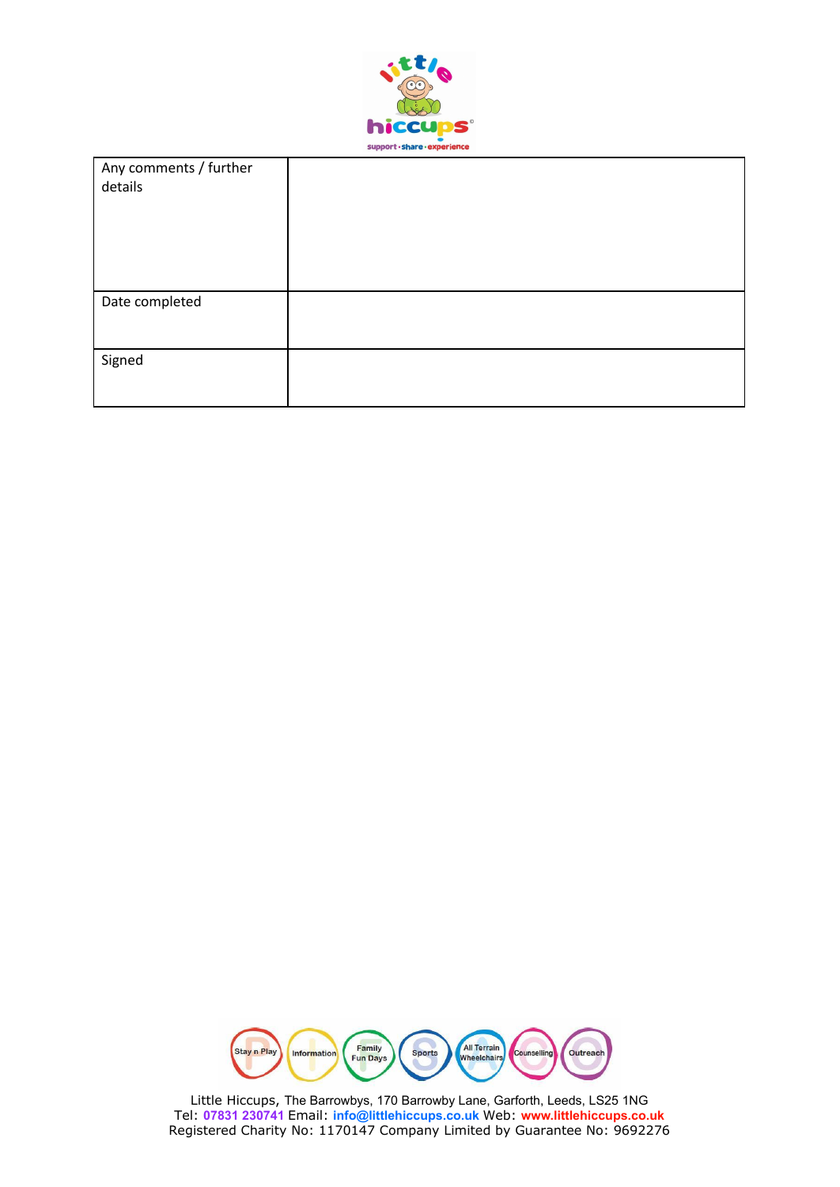| | |
|---|---|
| Any comments / further details | |
| Date completed | |
| Signed | |

Stay n Play Information Family Fun Days Sports All Terrain Wheelchairs Counselling Outreach

Little Hiccups, The Barrowbys, 170 Barrowby Lane, Garforth, Leeds, LS25 1NG
Tel: 07831 230741 Email: info@littlehiccups.co.uk Web: www.littlehiccups.co.uk
Registered Charity No: 1170147 Company Limited by Guarantee No: 9692276